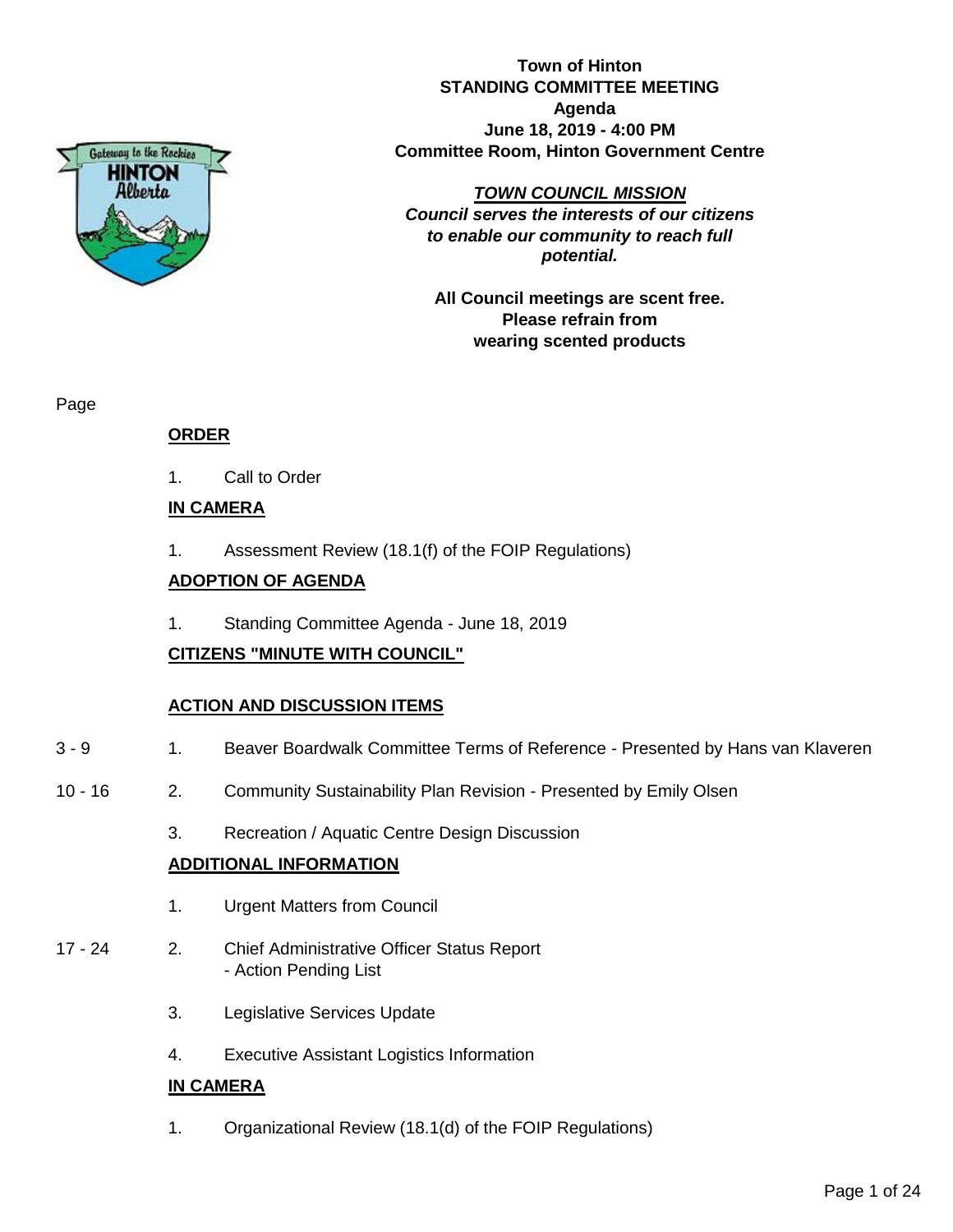**Town of Hinton**
**STANDING COMMITTEE MEETING**
**Agenda**
**June 18, 2019 - 4:00 PM**
**Committee Room, Hinton Government Centre**

***TOWN COUNCIL MISSION***
***Council serves the interests of our citizens to enable our community to reach full potential.***

**All Council meetings are scent free. Please refrain from wearing scented products**

| Page | | |
|---|---|---|
| | **ORDER** | |
| | 1. | Call to Order |
| | **IN CAMERA** | |
| | 1. | Assessment Review (18.1(f) of the FOIP Regulations) |
| | **ADOPTION OF AGENDA** | |
| | 1. | Standing Committee Agenda - June 18, 2019 |
| | **CITIZENS "MINUTE WITH COUNCIL"** | |
| | **ACTION AND DISCUSSION ITEMS** | |
| 3 - 9 | 1. | Beaver Boardwalk Committee Terms of Reference - Presented by Hans van Klaveren |
| 10 - 16 | 2. | Community Sustainability Plan Revision - Presented by Emily Olsen |
| | 3. | Recreation / Aquatic Centre Design Discussion |
| | **ADDITIONAL INFORMATION** | |
| | 1. | Urgent Matters from Council |
| 17 - 24 | 2. | Chief Administrative Officer Status Report - Action Pending List |
| | 3. | Legislative Services Update |
| | 4. | Executive Assistant Logistics Information |
| | **IN CAMERA** | |
| | 1. | Organizational Review (18.1(d) of the FOIP Regulations) |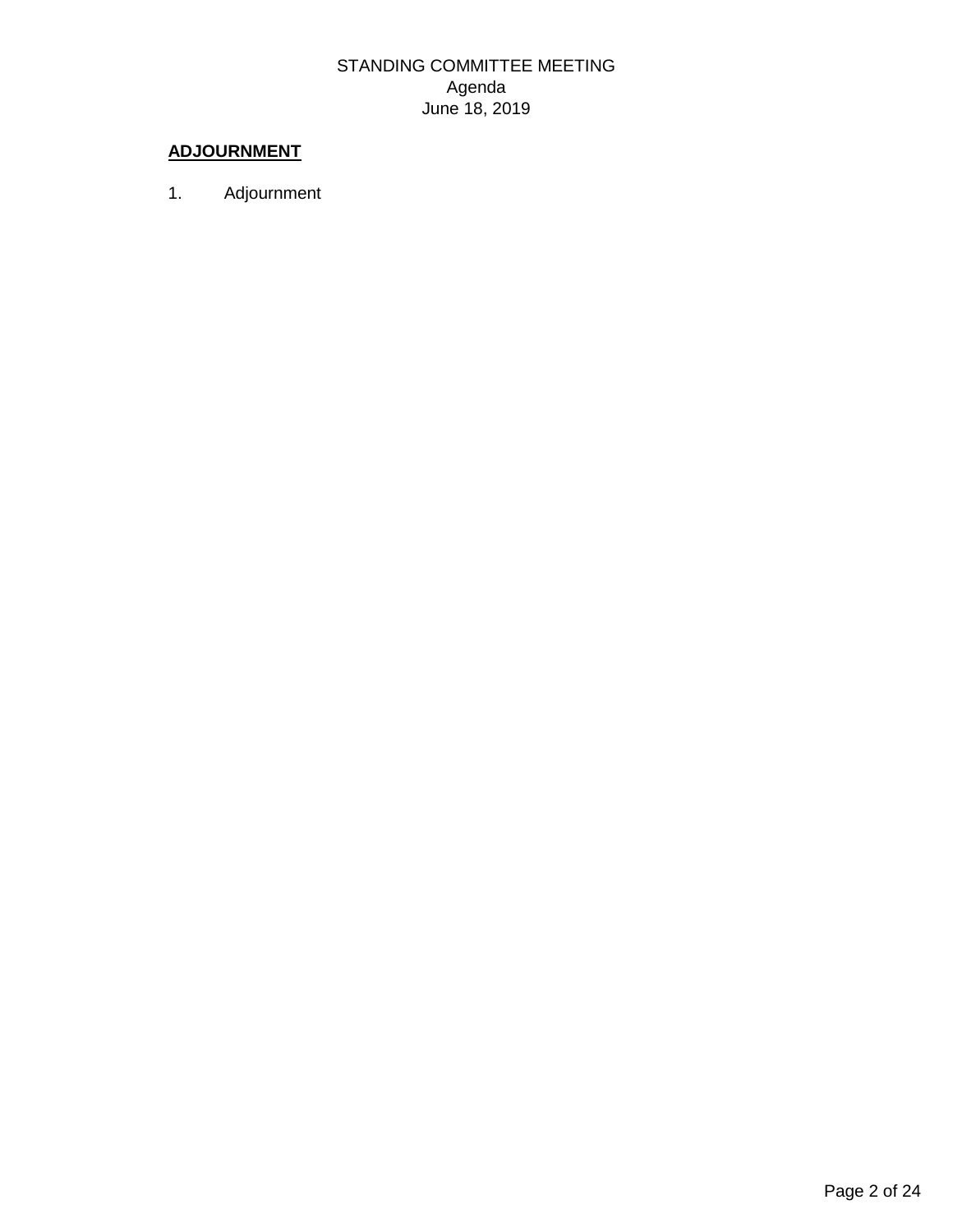## ADJOURNMENT

1. Adjournment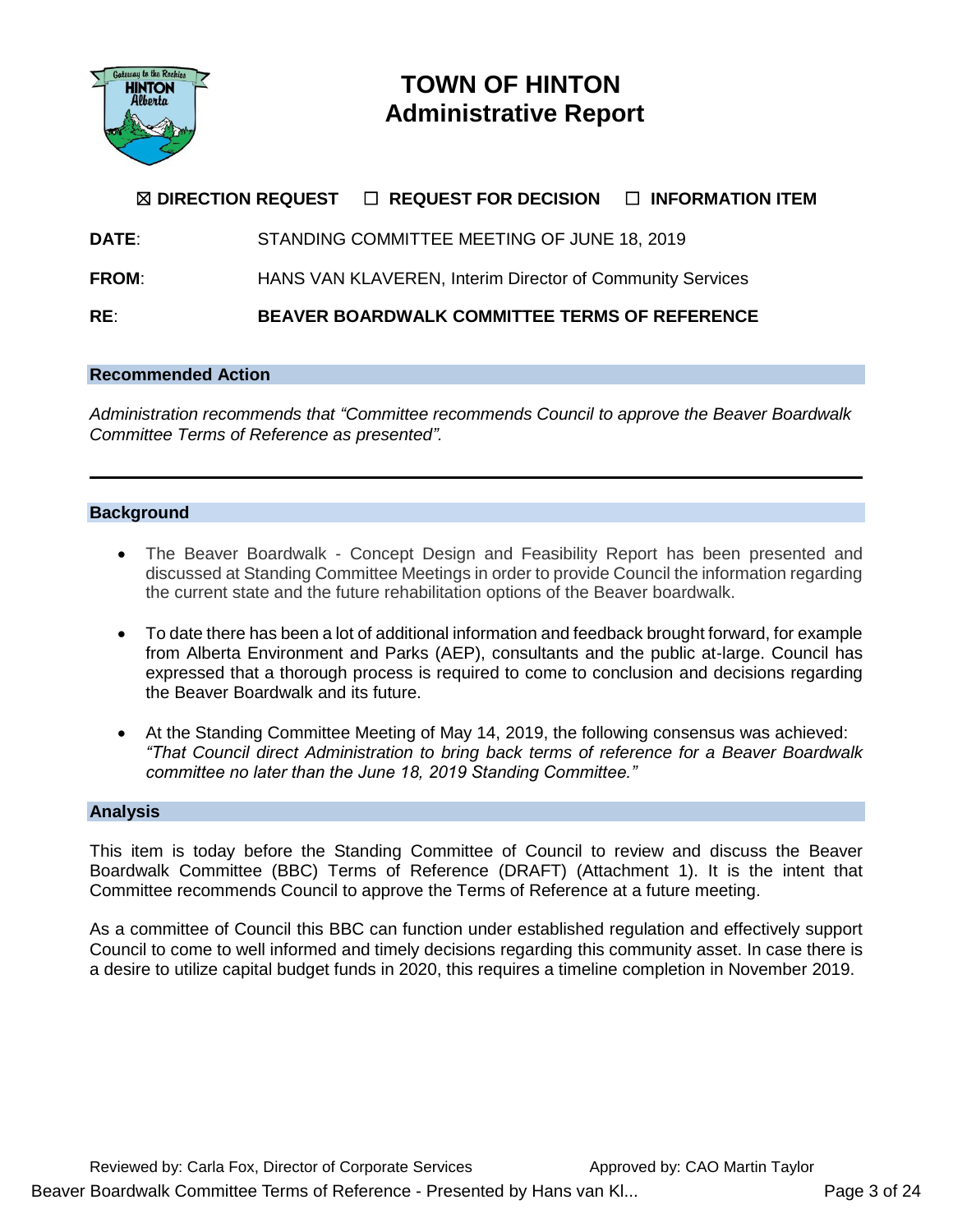# TOWN OF HINTON
## Administrative Report

☒ **DIRECTION REQUEST** ☐ **REQUEST FOR DECISION** ☐ **INFORMATION ITEM**

**DATE**: STANDING COMMITTEE MEETING OF JUNE 18, 2019

**FROM**: HANS VAN KLAVEREN, Interim Director of Community Services

**RE**: **BEAVER BOARDWALK COMMITTEE TERMS OF REFERENCE**

### Recommended Action

*Administration recommends that "Committee recommends Council to approve the Beaver Boardwalk Committee Terms of Reference as presented".*

---

### Background

- The Beaver Boardwalk - Concept Design and Feasibility Report has been presented and discussed at Standing Committee Meetings in order to provide Council the information regarding the current state and the future rehabilitation options of the Beaver boardwalk.
- To date there has been a lot of additional information and feedback brought forward, for example from Alberta Environment and Parks (AEP), consultants and the public at-large. Council has expressed that a thorough process is required to come to conclusion and decisions regarding the Beaver Boardwalk and its future.
- At the Standing Committee Meeting of May 14, 2019, the following consensus was achieved: *"That Council direct Administration to bring back terms of reference for a Beaver Boardwalk committee no later than the June 18, 2019 Standing Committee."*

### Analysis

This item is today before the Standing Committee of Council to review and discuss the Beaver Boardwalk Committee (BBC) Terms of Reference (DRAFT) (Attachment 1). It is the intent that Committee recommends Council to approve the Terms of Reference at a future meeting.

As a committee of Council this BBC can function under established regulation and effectively support Council to come to well informed and timely decisions regarding this community asset. In case there is a desire to utilize capital budget funds in 2020, this requires a timeline completion in November 2019.

Reviewed by: Carla Fox, Director of Corporate Services

Approved by: CAO Martin Taylor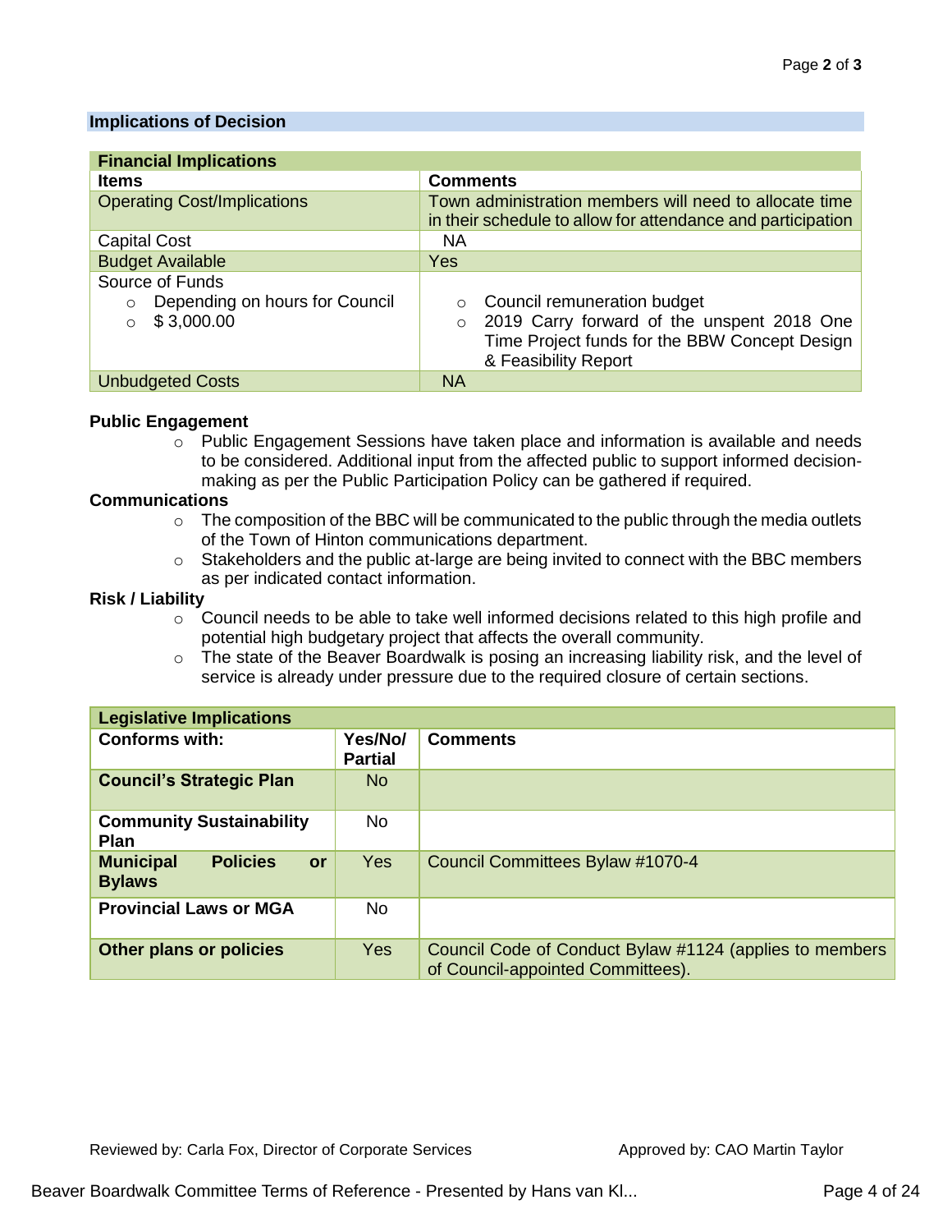## Implications of Decision

| Financial Implications | |
|---|---|
| **Items** | **Comments** |
| Operating Cost/Implications | Town administration members will need to allocate time in their schedule to allow for attendance and participation |
| Capital Cost | NA |
| Budget Available | Yes |
| Source of Funds<br>○ Depending on hours for Council<br>○ $ 3,000.00 | ○ Council remuneration budget<br>○ 2019 Carry forward of the unspent 2018 One Time Project funds for the BBW Concept Design & Feasibility Report |
| Unbudgeted Costs | NA |

**Public Engagement**

- Public Engagement Sessions have taken place and information is available and needs to be considered. Additional input from the affected public to support informed decision-making as per the Public Participation Policy can be gathered if required.

**Communications**

- The composition of the BBC will be communicated to the public through the media outlets of the Town of Hinton communications department.
- Stakeholders and the public at-large are being invited to connect with the BBC members as per indicated contact information.

**Risk / Liability**

- Council needs to be able to take well informed decisions related to this high profile and potential high budgetary project that affects the overall community.
- The state of the Beaver Boardwalk is posing an increasing liability risk, and the level of service is already under pressure due to the required closure of certain sections.

| Legislative Implications | | |
|---|---|---|
| **Conforms with:** | **Yes/No/ Partial** | **Comments** |
| **Council's Strategic Plan** | No | |
| **Community Sustainability Plan** | No | |
| **Municipal Policies or Bylaws** | Yes | Council Committees Bylaw #1070-4 |
| **Provincial Laws or MGA** | No | |
| **Other plans or policies** | Yes | Council Code of Conduct Bylaw #1124 (applies to members of Council-appointed Committees). |

Reviewed by: Carla Fox, Director of Corporate Services

Approved by: CAO Martin Taylor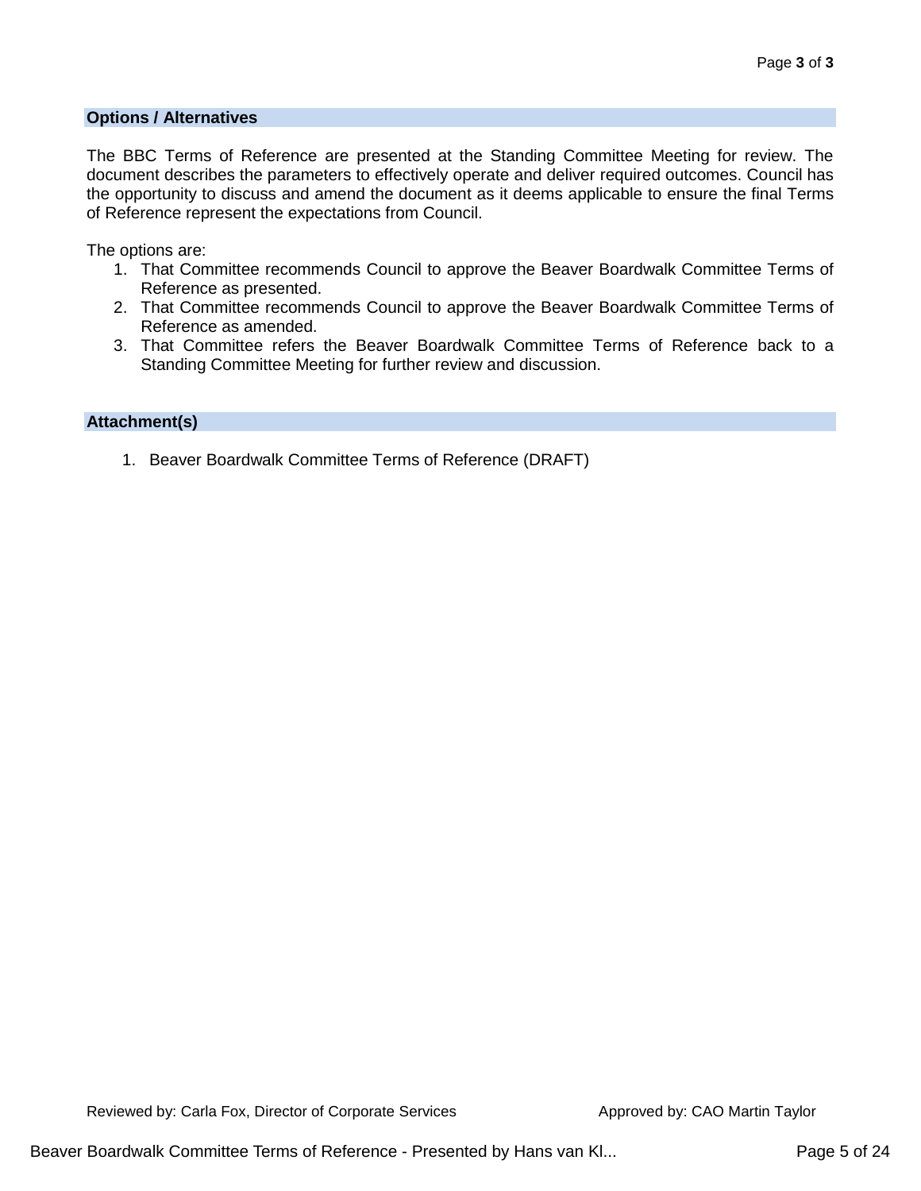## Options / Alternatives

The BBC Terms of Reference are presented at the Standing Committee Meeting for review. The document describes the parameters to effectively operate and deliver required outcomes. Council has the opportunity to discuss and amend the document as it deems applicable to ensure the final Terms of Reference represent the expectations from Council.

The options are:

1. That Committee recommends Council to approve the Beaver Boardwalk Committee Terms of Reference as presented.
2. That Committee recommends Council to approve the Beaver Boardwalk Committee Terms of Reference as amended.
3. That Committee refers the Beaver Boardwalk Committee Terms of Reference back to a Standing Committee Meeting for further review and discussion.

## Attachment(s)

1. Beaver Boardwalk Committee Terms of Reference (DRAFT)

Reviewed by: Carla Fox, Director of Corporate Services

Approved by: CAO Martin Taylor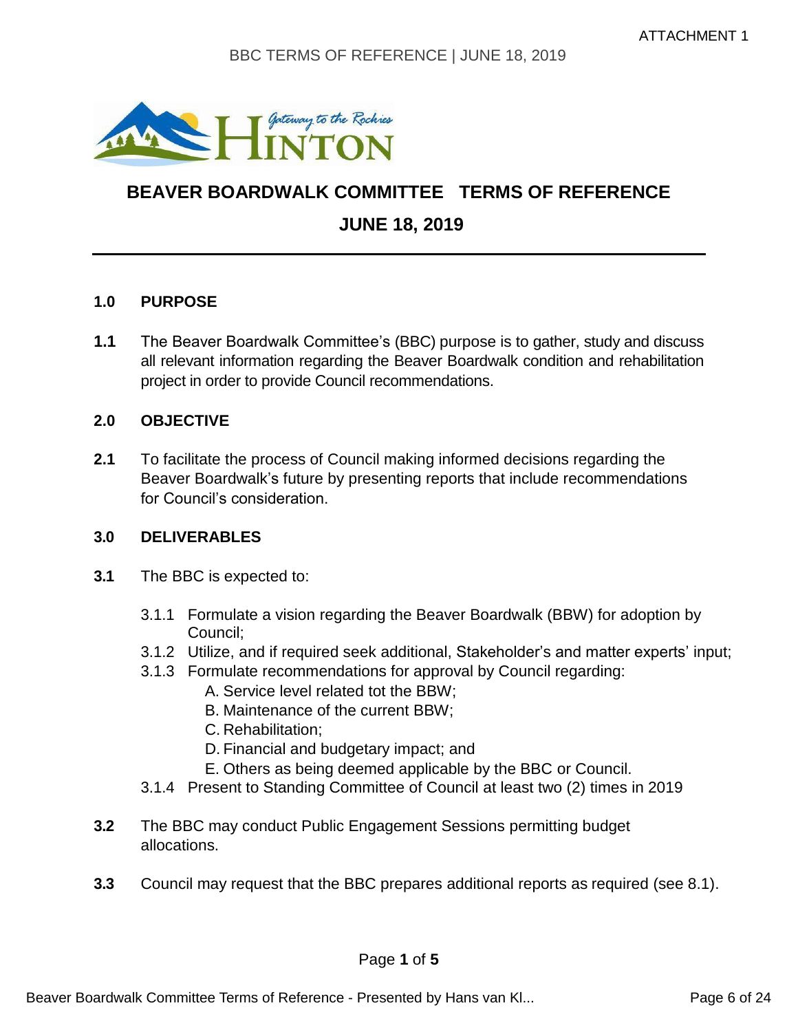ATTACHMENT 1

# BEAVER BOARDWALK COMMITTEE TERMS OF REFERENCE

## JUNE 18, 2019

---

### 1.0 PURPOSE

**1.1** The Beaver Boardwalk Committee's (BBC) purpose is to gather, study and discuss all relevant information regarding the Beaver Boardwalk condition and rehabilitation project in order to provide Council recommendations.

### 2.0 OBJECTIVE

**2.1** To facilitate the process of Council making informed decisions regarding the Beaver Boardwalk's future by presenting reports that include recommendations for Council's consideration.

### 3.0 DELIVERABLES

**3.1** The BBC is expected to:

- 3.1.1 Formulate a vision regarding the Beaver Boardwalk (BBW) for adoption by Council;
- 3.1.2 Utilize, and if required seek additional, Stakeholder's and matter experts' input;
- 3.1.3 Formulate recommendations for approval by Council regarding:
  - A. Service level related tot the BBW;
  - B. Maintenance of the current BBW;
  - C. Rehabilitation;
  - D. Financial and budgetary impact; and
  - E. Others as being deemed applicable by the BBC or Council.
- 3.1.4 Present to Standing Committee of Council at least two (2) times in 2019

**3.2** The BBC may conduct Public Engagement Sessions permitting budget allocations.

**3.3** Council may request that the BBC prepares additional reports as required (see 8.1).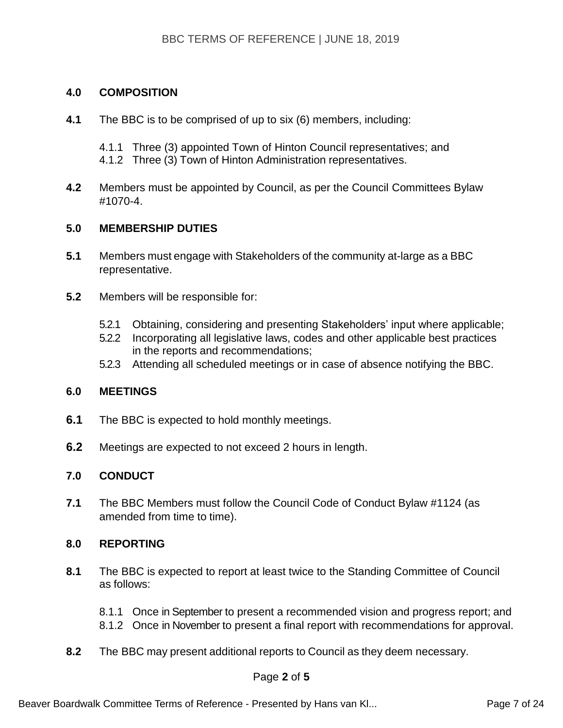## 4.0 COMPOSITION

**4.1** The BBC is to be comprised of up to six (6) members, including:

- 4.1.1 Three (3) appointed Town of Hinton Council representatives; and
- 4.1.2 Three (3) Town of Hinton Administration representatives.

**4.2** Members must be appointed by Council, as per the Council Committees Bylaw #1070-4.

## 5.0 MEMBERSHIP DUTIES

**5.1** Members must engage with Stakeholders of the community at-large as a BBC representative.

**5.2** Members will be responsible for:

- 5.2.1 Obtaining, considering and presenting Stakeholders' input where applicable;
- 5.2.2 Incorporating all legislative laws, codes and other applicable best practices in the reports and recommendations;
- 5.2.3 Attending all scheduled meetings or in case of absence notifying the BBC.

## 6.0 MEETINGS

**6.1** The BBC is expected to hold monthly meetings.

**6.2** Meetings are expected to not exceed 2 hours in length.

## 7.0 CONDUCT

**7.1** The BBC Members must follow the Council Code of Conduct Bylaw #1124 (as amended from time to time).

## 8.0 REPORTING

**8.1** The BBC is expected to report at least twice to the Standing Committee of Council as follows:

- 8.1.1 Once in September to present a recommended vision and progress report; and
- 8.1.2 Once in November to present a final report with recommendations for approval.

**8.2** The BBC may present additional reports to Council as they deem necessary.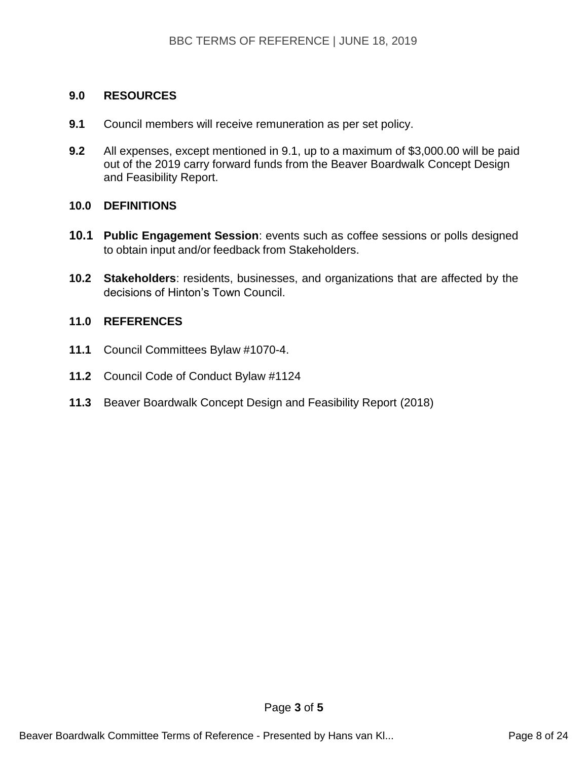## 9.0 RESOURCES

**9.1** Council members will receive remuneration as per set policy.

**9.2** All expenses, except mentioned in 9.1, up to a maximum of $3,000.00 will be paid out of the 2019 carry forward funds from the Beaver Boardwalk Concept Design and Feasibility Report.

## 10.0 DEFINITIONS

**10.1** **Public Engagement Session**: events such as coffee sessions or polls designed to obtain input and/or feedback from Stakeholders.

**10.2** **Stakeholders**: residents, businesses, and organizations that are affected by the decisions of Hinton's Town Council.

## 11.0 REFERENCES

**11.1** Council Committees Bylaw #1070-4.

**11.2** Council Code of Conduct Bylaw #1124

**11.3** Beaver Boardwalk Concept Design and Feasibility Report (2018)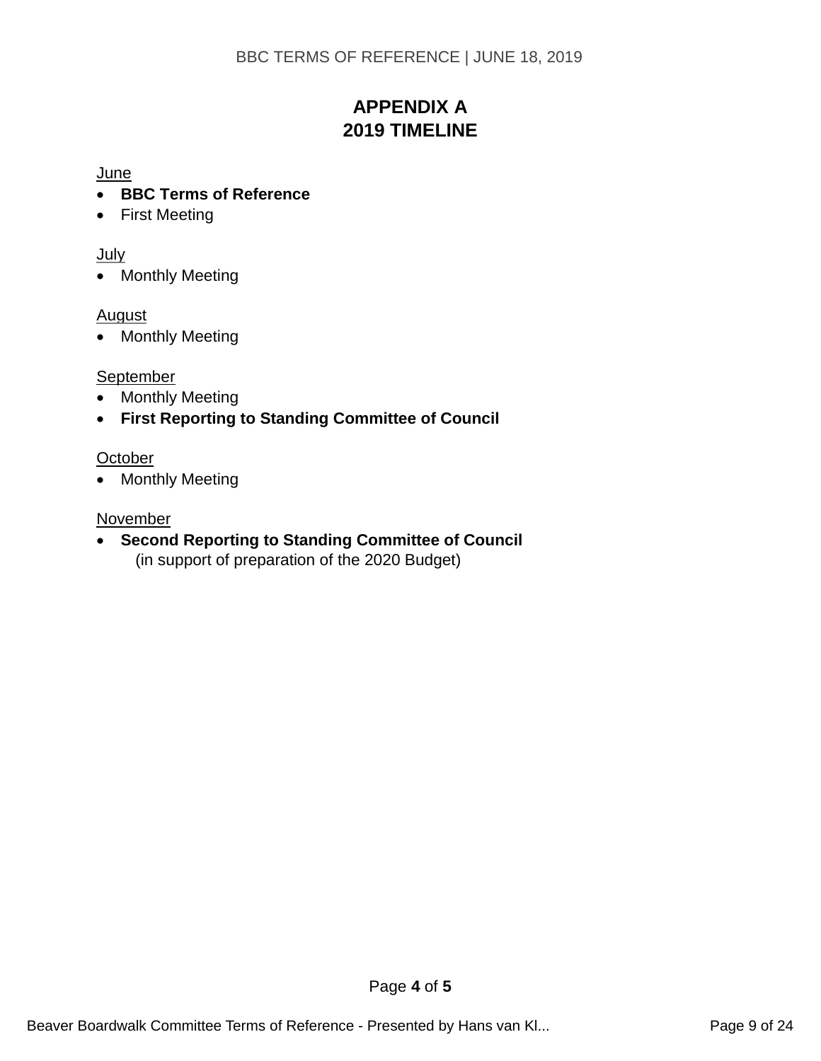# APPENDIX A
# 2019 TIMELINE

June

- **BBC Terms of Reference**
- First Meeting

July

- Monthly Meeting

August

- Monthly Meeting

September

- Monthly Meeting
- **First Reporting to Standing Committee of Council**

October

- Monthly Meeting

November

- **Second Reporting to Standing Committee of Council**
  (in support of preparation of the 2020 Budget)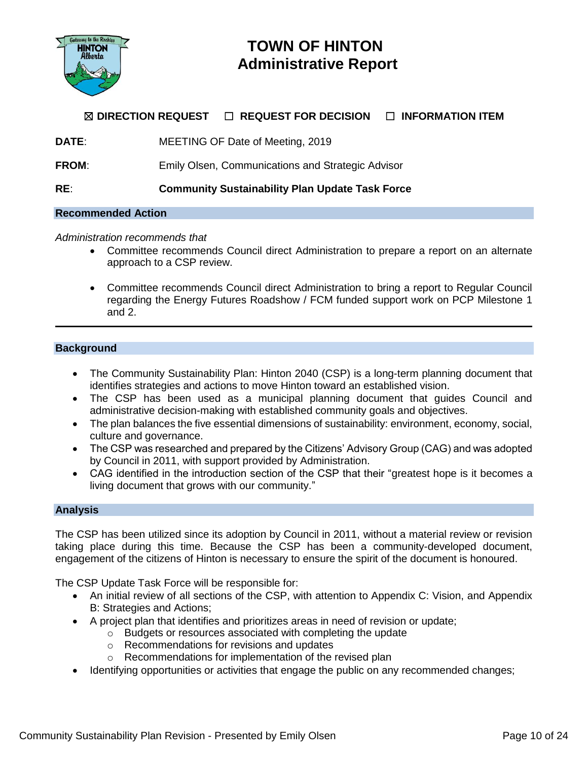# TOWN OF HINTON
## Administrative Report

☒ **DIRECTION REQUEST** ☐ **REQUEST FOR DECISION** ☐ **INFORMATION ITEM**

**DATE**: MEETING OF Date of Meeting, 2019

**FROM**: Emily Olsen, Communications and Strategic Advisor

**RE**: **Community Sustainability Plan Update Task Force**

## Recommended Action

*Administration recommends that*

- Committee recommends Council direct Administration to prepare a report on an alternate approach to a CSP review.
- Committee recommends Council direct Administration to bring a report to Regular Council regarding the Energy Futures Roadshow / FCM funded support work on PCP Milestone 1 and 2.

---

## Background

- The Community Sustainability Plan: Hinton 2040 (CSP) is a long-term planning document that identifies strategies and actions to move Hinton toward an established vision.
- The CSP has been used as a municipal planning document that guides Council and administrative decision-making with established community goals and objectives.
- The plan balances the five essential dimensions of sustainability: environment, economy, social, culture and governance.
- The CSP was researched and prepared by the Citizens' Advisory Group (CAG) and was adopted by Council in 2011, with support provided by Administration.
- CAG identified in the introduction section of the CSP that their "greatest hope is it becomes a living document that grows with our community."

## Analysis

The CSP has been utilized since its adoption by Council in 2011, without a material review or revision taking place during this time. Because the CSP has been a community-developed document, engagement of the citizens of Hinton is necessary to ensure the spirit of the document is honoured.

The CSP Update Task Force will be responsible for:

- An initial review of all sections of the CSP, with attention to Appendix C: Vision, and Appendix B: Strategies and Actions;
- A project plan that identifies and prioritizes areas in need of revision or update;
  - Budgets or resources associated with completing the update
  - Recommendations for revisions and updates
  - Recommendations for implementation of the revised plan
- Identifying opportunities or activities that engage the public on any recommended changes;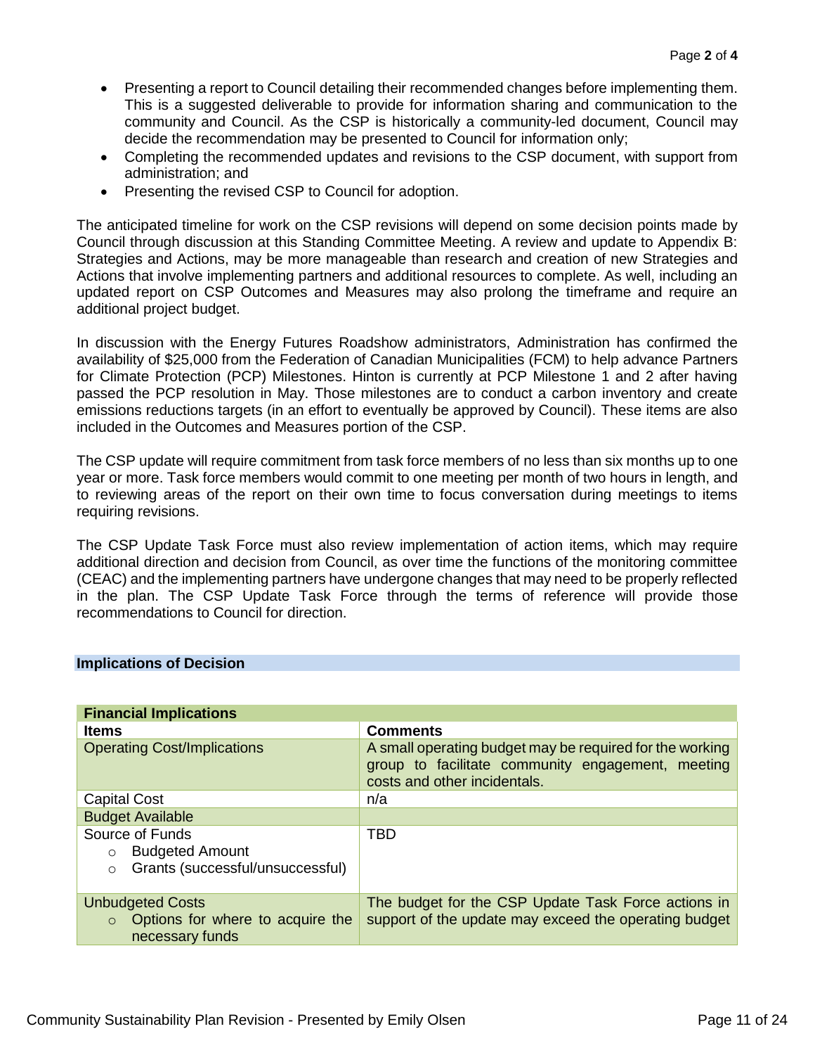- Presenting a report to Council detailing their recommended changes before implementing them. This is a suggested deliverable to provide for information sharing and communication to the community and Council. As the CSP is historically a community-led document, Council may decide the recommendation may be presented to Council for information only;
- Completing the recommended updates and revisions to the CSP document, with support from administration; and
- Presenting the revised CSP to Council for adoption.

The anticipated timeline for work on the CSP revisions will depend on some decision points made by Council through discussion at this Standing Committee Meeting. A review and update to Appendix B: Strategies and Actions, may be more manageable than research and creation of new Strategies and Actions that involve implementing partners and additional resources to complete. As well, including an updated report on CSP Outcomes and Measures may also prolong the timeframe and require an additional project budget.

In discussion with the Energy Futures Roadshow administrators, Administration has confirmed the availability of $25,000 from the Federation of Canadian Municipalities (FCM) to help advance Partners for Climate Protection (PCP) Milestones. Hinton is currently at PCP Milestone 1 and 2 after having passed the PCP resolution in May. Those milestones are to conduct a carbon inventory and create emissions reductions targets (in an effort to eventually be approved by Council). These items are also included in the Outcomes and Measures portion of the CSP.

The CSP update will require commitment from task force members of no less than six months up to one year or more. Task force members would commit to one meeting per month of two hours in length, and to reviewing areas of the report on their own time to focus conversation during meetings to items requiring revisions.

The CSP Update Task Force must also review implementation of action items, which may require additional direction and decision from Council, as over time the functions of the monitoring committee (CEAC) and the implementing partners have undergone changes that may need to be properly reflected in the plan. The CSP Update Task Force through the terms of reference will provide those recommendations to Council for direction.

## Implications of Decision

| **Financial Implications** | |
|---|---|
| **Items** | **Comments** |
| Operating Cost/Implications | A small operating budget may be required for the working group to facilitate community engagement, meeting costs and other incidentals. |
| Capital Cost | n/a |
| Budget Available | |
| Source of Funds<br>○ Budgeted Amount<br>○ Grants (successful/unsuccessful) | TBD |
| Unbudgeted Costs<br>○ Options for where to acquire the necessary funds | The budget for the CSP Update Task Force actions in support of the update may exceed the operating budget |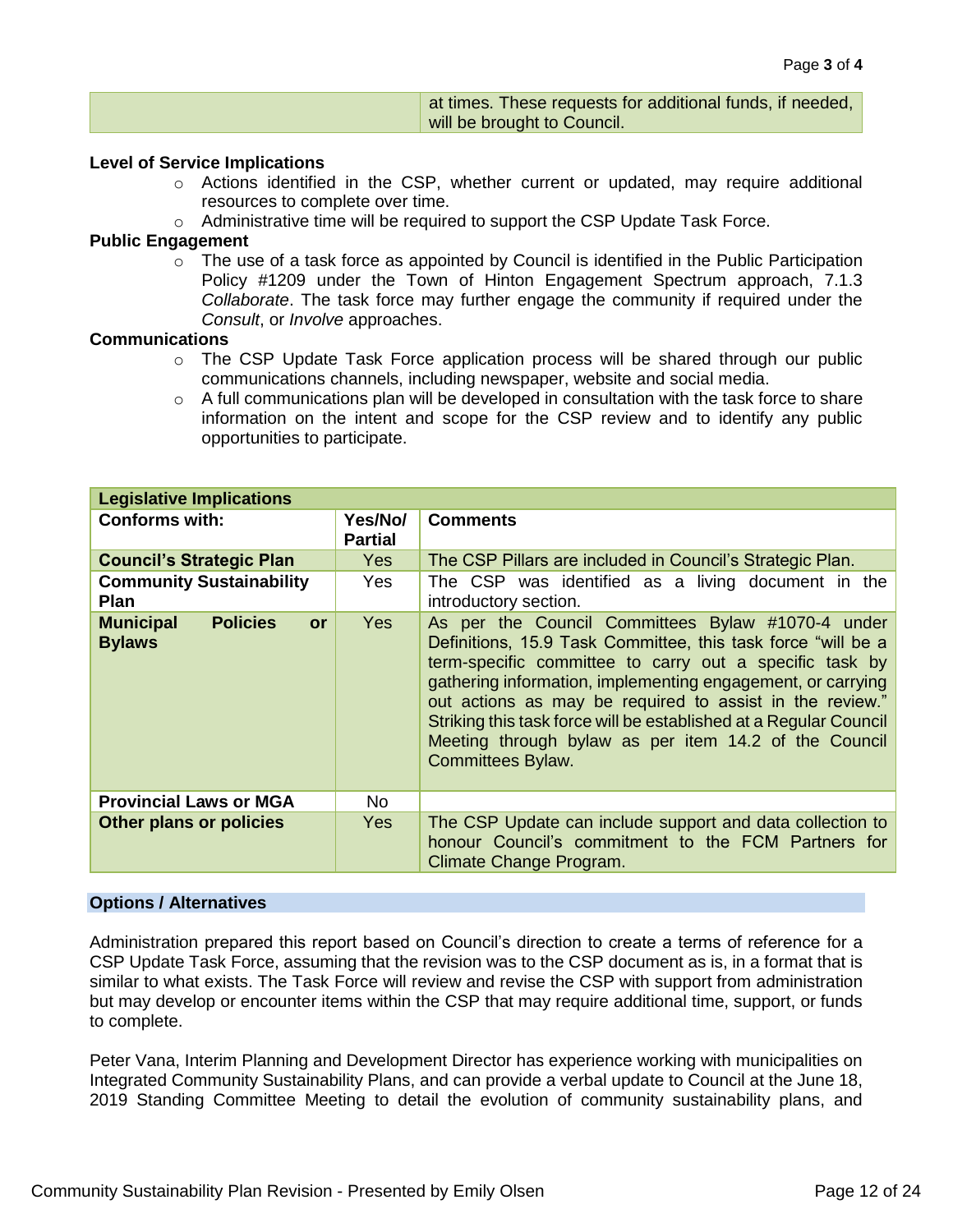| | at times. These requests for additional funds, if needed, will be brought to Council. |
|---|---|

**Level of Service Implications**

- Actions identified in the CSP, whether current or updated, may require additional resources to complete over time.
- Administrative time will be required to support the CSP Update Task Force.

**Public Engagement**

- The use of a task force as appointed by Council is identified in the Public Participation Policy #1209 under the Town of Hinton Engagement Spectrum approach, 7.1.3 *Collaborate*. The task force may further engage the community if required under the *Consult*, or *Involve* approaches.

**Communications**

- The CSP Update Task Force application process will be shared through our public communications channels, including newspaper, website and social media.
- A full communications plan will be developed in consultation with the task force to share information on the intent and scope for the CSP review and to identify any public opportunities to participate.

| **Legislative Implications** | | |
|---|---|---|
| **Conforms with:** | **Yes/No/ Partial** | **Comments** |
| **Council's Strategic Plan** | Yes | The CSP Pillars are included in Council's Strategic Plan. |
| **Community Sustainability Plan** | Yes | The CSP was identified as a living document in the introductory section. |
| **Municipal Policies or Bylaws** | Yes | As per the Council Committees Bylaw #1070-4 under Definitions, 15.9 Task Committee, this task force "will be a term-specific committee to carry out a specific task by gathering information, implementing engagement, or carrying out actions as may be required to assist in the review." Striking this task force will be established at a Regular Council Meeting through bylaw as per item 14.2 of the Council Committees Bylaw. |
| **Provincial Laws or MGA** | No | |
| **Other plans or policies** | Yes | The CSP Update can include support and data collection to honour Council's commitment to the FCM Partners for Climate Change Program. |

**Options / Alternatives**

Administration prepared this report based on Council's direction to create a terms of reference for a CSP Update Task Force, assuming that the revision was to the CSP document as is, in a format that is similar to what exists. The Task Force will review and revise the CSP with support from administration but may develop or encounter items within the CSP that may require additional time, support, or funds to complete.

Peter Vana, Interim Planning and Development Director has experience working with municipalities on Integrated Community Sustainability Plans, and can provide a verbal update to Council at the June 18, 2019 Standing Committee Meeting to detail the evolution of community sustainability plans, and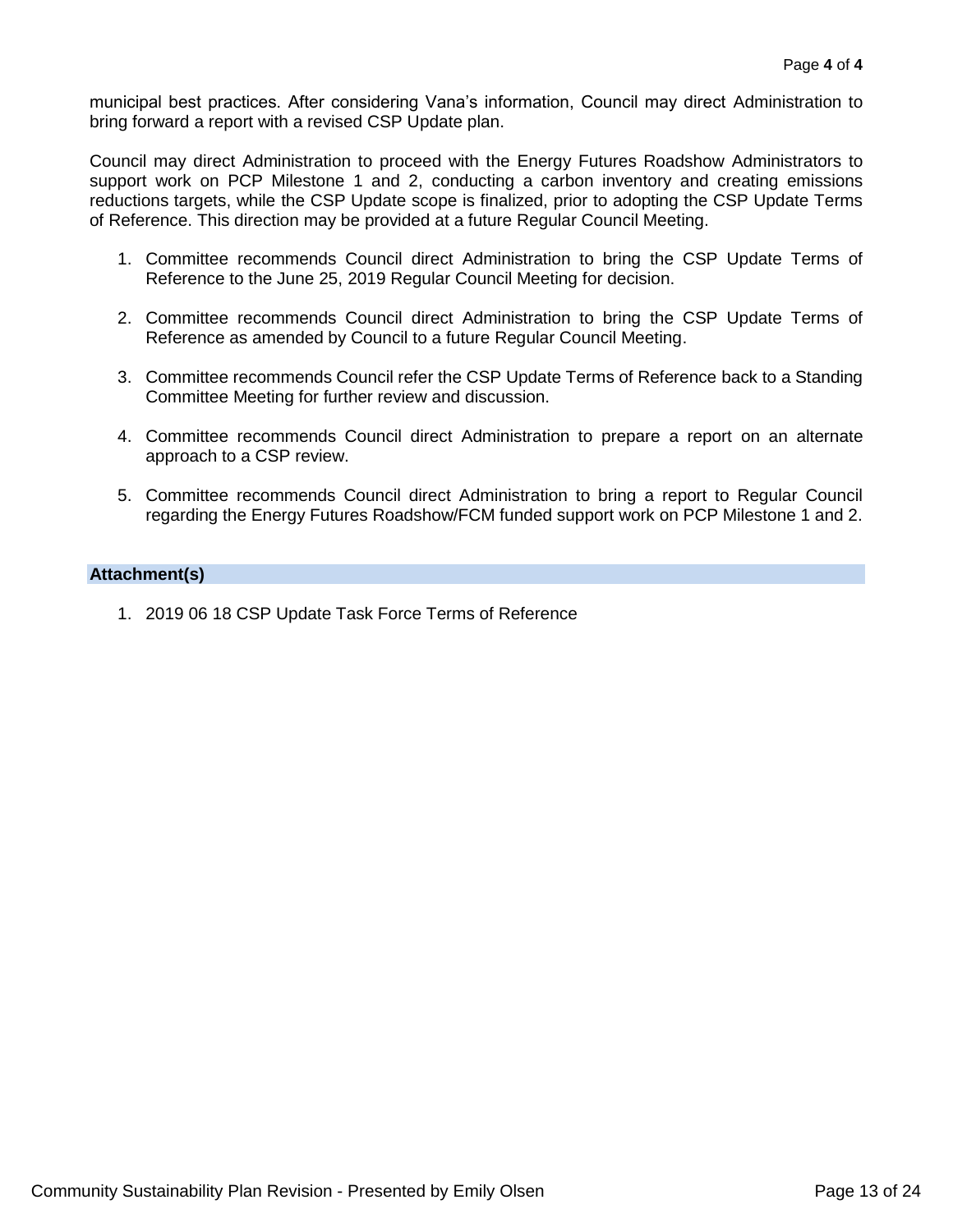municipal best practices. After considering Vana's information, Council may direct Administration to bring forward a report with a revised CSP Update plan.

Council may direct Administration to proceed with the Energy Futures Roadshow Administrators to support work on PCP Milestone 1 and 2, conducting a carbon inventory and creating emissions reductions targets, while the CSP Update scope is finalized, prior to adopting the CSP Update Terms of Reference. This direction may be provided at a future Regular Council Meeting.

1. Committee recommends Council direct Administration to bring the CSP Update Terms of Reference to the June 25, 2019 Regular Council Meeting for decision.

2. Committee recommends Council direct Administration to bring the CSP Update Terms of Reference as amended by Council to a future Regular Council Meeting.

3. Committee recommends Council refer the CSP Update Terms of Reference back to a Standing Committee Meeting for further review and discussion.

4. Committee recommends Council direct Administration to prepare a report on an alternate approach to a CSP review.

5. Committee recommends Council direct Administration to bring a report to Regular Council regarding the Energy Futures Roadshow/FCM funded support work on PCP Milestone 1 and 2.

## Attachment(s)

1. 2019 06 18 CSP Update Task Force Terms of Reference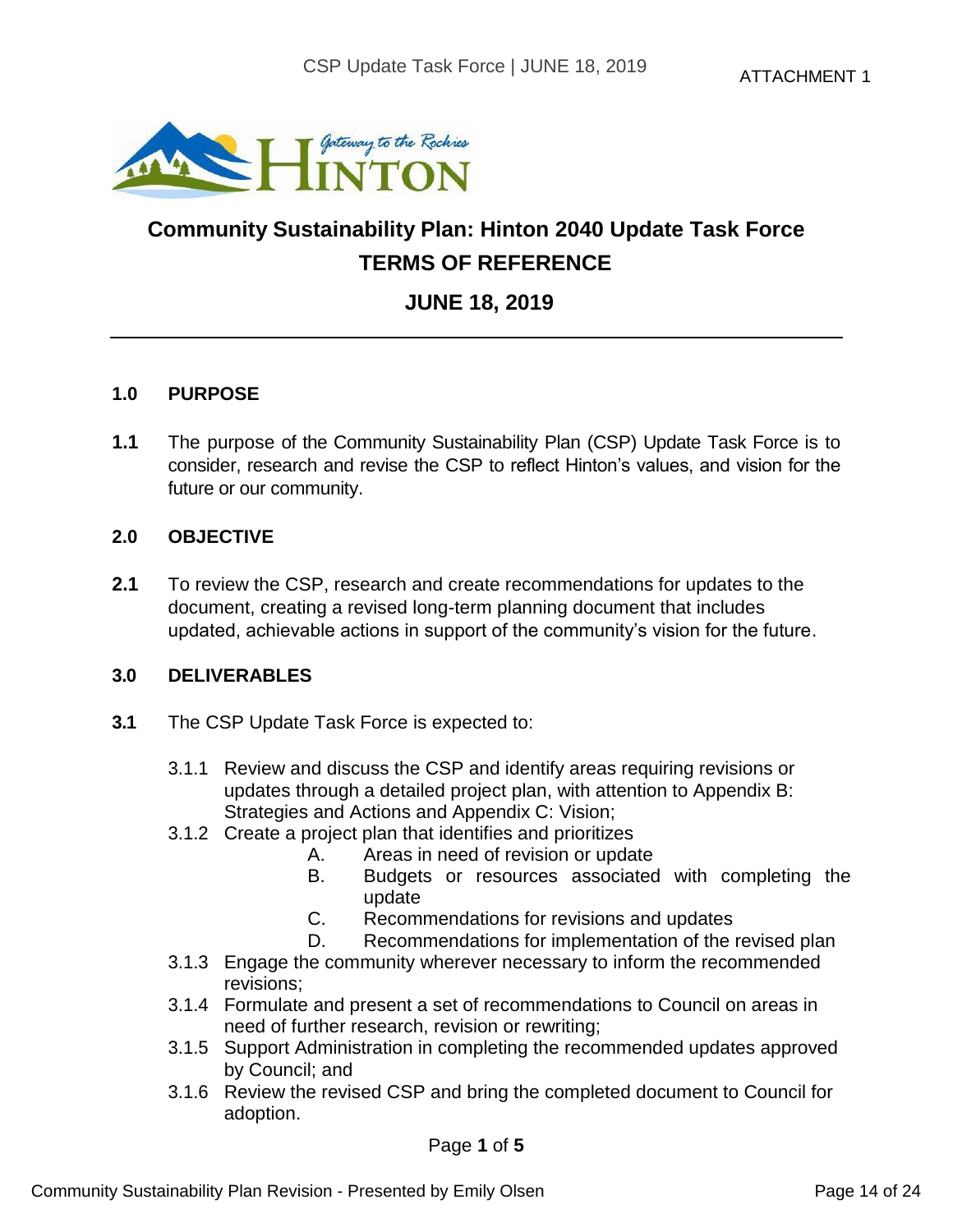ATTACHMENT 1

# Community Sustainability Plan: Hinton 2040 Update Task Force

## TERMS OF REFERENCE

## JUNE 18, 2019

### 1.0 PURPOSE

**1.1** The purpose of the Community Sustainability Plan (CSP) Update Task Force is to consider, research and revise the CSP to reflect Hinton's values, and vision for the future or our community.

### 2.0 OBJECTIVE

**2.1** To review the CSP, research and create recommendations for updates to the document, creating a revised long-term planning document that includes updated, achievable actions in support of the community's vision for the future.

### 3.0 DELIVERABLES

**3.1** The CSP Update Task Force is expected to:

- 3.1.1 Review and discuss the CSP and identify areas requiring revisions or updates through a detailed project plan, with attention to Appendix B: Strategies and Actions and Appendix C: Vision;
- 3.1.2 Create a project plan that identifies and prioritizes
  - A. Areas in need of revision or update
  - B. Budgets or resources associated with completing the update
  - C. Recommendations for revisions and updates
  - D. Recommendations for implementation of the revised plan
- 3.1.3 Engage the community wherever necessary to inform the recommended revisions;
- 3.1.4 Formulate and present a set of recommendations to Council on areas in need of further research, revision or rewriting;
- 3.1.5 Support Administration in completing the recommended updates approved by Council; and
- 3.1.6 Review the revised CSP and bring the completed document to Council for adoption.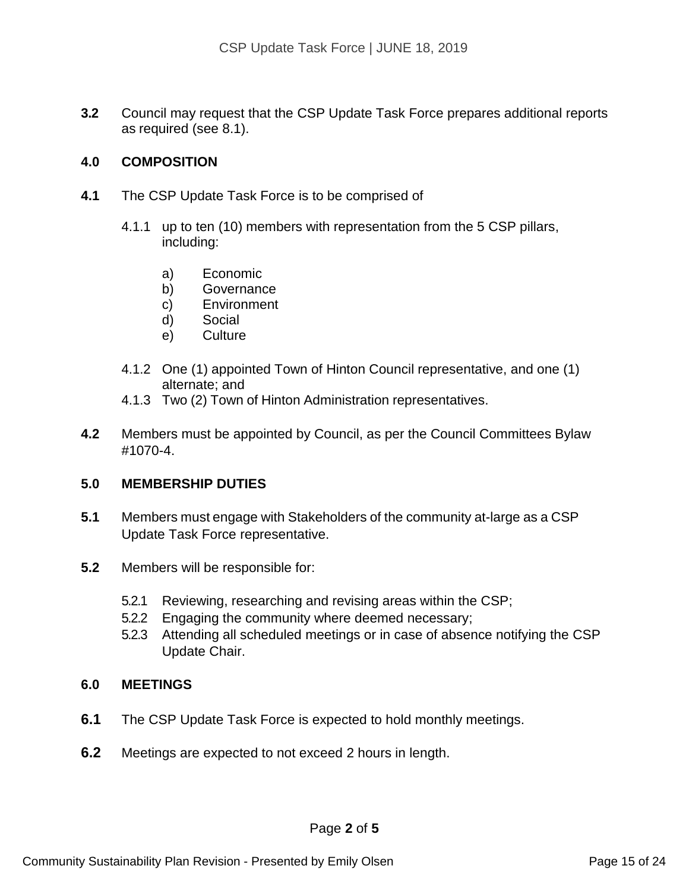**3.2** Council may request that the CSP Update Task Force prepares additional reports as required (see 8.1).

## 4.0 COMPOSITION

**4.1** The CSP Update Task Force is to be comprised of

4.1.1 up to ten (10) members with representation from the 5 CSP pillars, including:

a) Economic
b) Governance
c) Environment
d) Social
e) Culture

4.1.2 One (1) appointed Town of Hinton Council representative, and one (1) alternate; and
4.1.3 Two (2) Town of Hinton Administration representatives.

**4.2** Members must be appointed by Council, as per the Council Committees Bylaw #1070-4.

## 5.0 MEMBERSHIP DUTIES

**5.1** Members must engage with Stakeholders of the community at-large as a CSP Update Task Force representative.

**5.2** Members will be responsible for:

5.2.1 Reviewing, researching and revising areas within the CSP;
5.2.2 Engaging the community where deemed necessary;
5.2.3 Attending all scheduled meetings or in case of absence notifying the CSP Update Chair.

## 6.0 MEETINGS

**6.1** The CSP Update Task Force is expected to hold monthly meetings.

**6.2** Meetings are expected to not exceed 2 hours in length.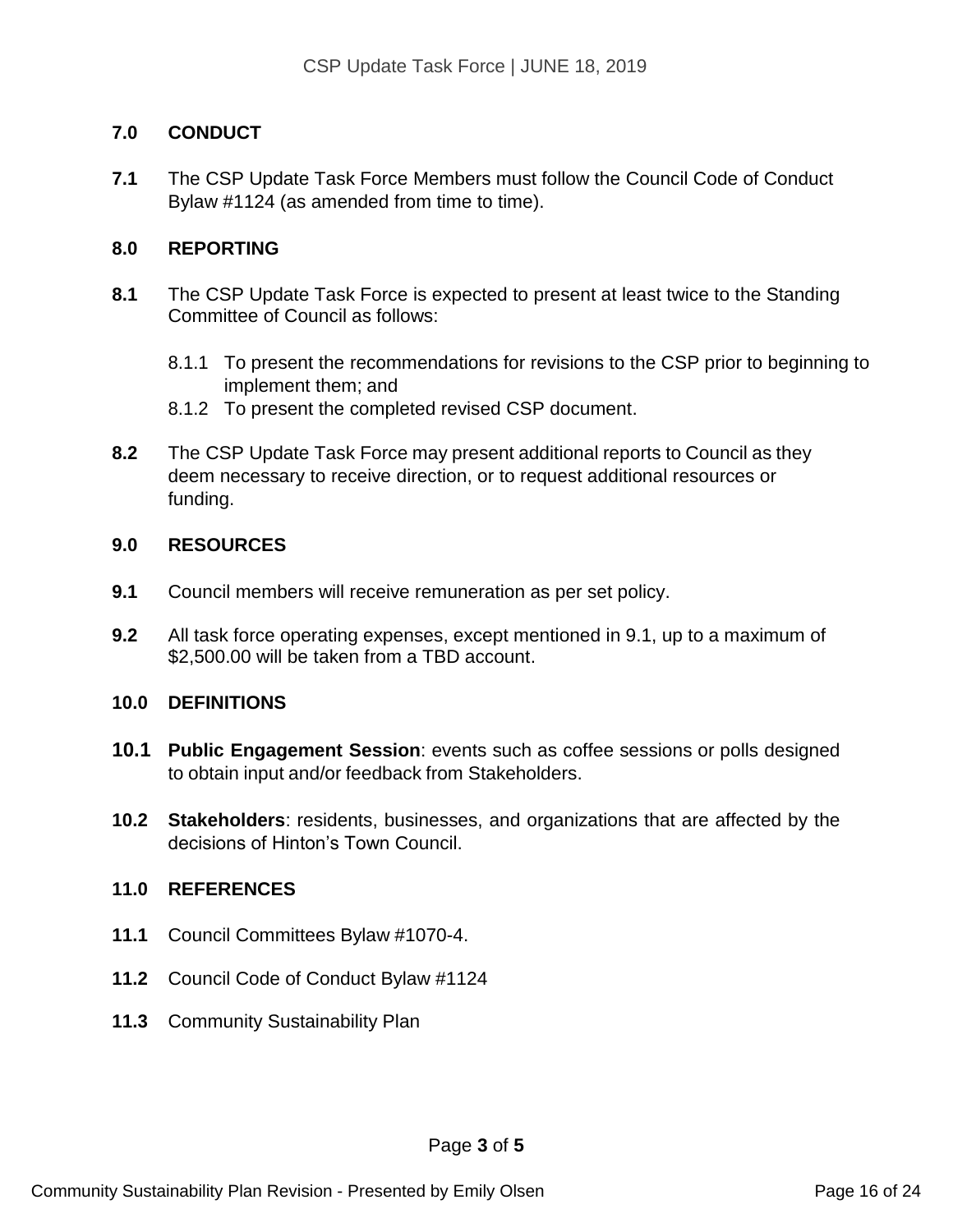## 7.0 CONDUCT

**7.1** The CSP Update Task Force Members must follow the Council Code of Conduct Bylaw #1124 (as amended from time to time).

## 8.0 REPORTING

**8.1** The CSP Update Task Force is expected to present at least twice to the Standing Committee of Council as follows:

8.1.1 To present the recommendations for revisions to the CSP prior to beginning to implement them; and

8.1.2 To present the completed revised CSP document.

**8.2** The CSP Update Task Force may present additional reports to Council as they deem necessary to receive direction, or to request additional resources or funding.

## 9.0 RESOURCES

**9.1** Council members will receive remuneration as per set policy.

**9.2** All task force operating expenses, except mentioned in 9.1, up to a maximum of $2,500.00 will be taken from a TBD account.

## 10.0 DEFINITIONS

**10.1** **Public Engagement Session**: events such as coffee sessions or polls designed to obtain input and/or feedback from Stakeholders.

**10.2** **Stakeholders**: residents, businesses, and organizations that are affected by the decisions of Hinton's Town Council.

## 11.0 REFERENCES

**11.1** Council Committees Bylaw #1070-4.

**11.2** Council Code of Conduct Bylaw #1124

**11.3** Community Sustainability Plan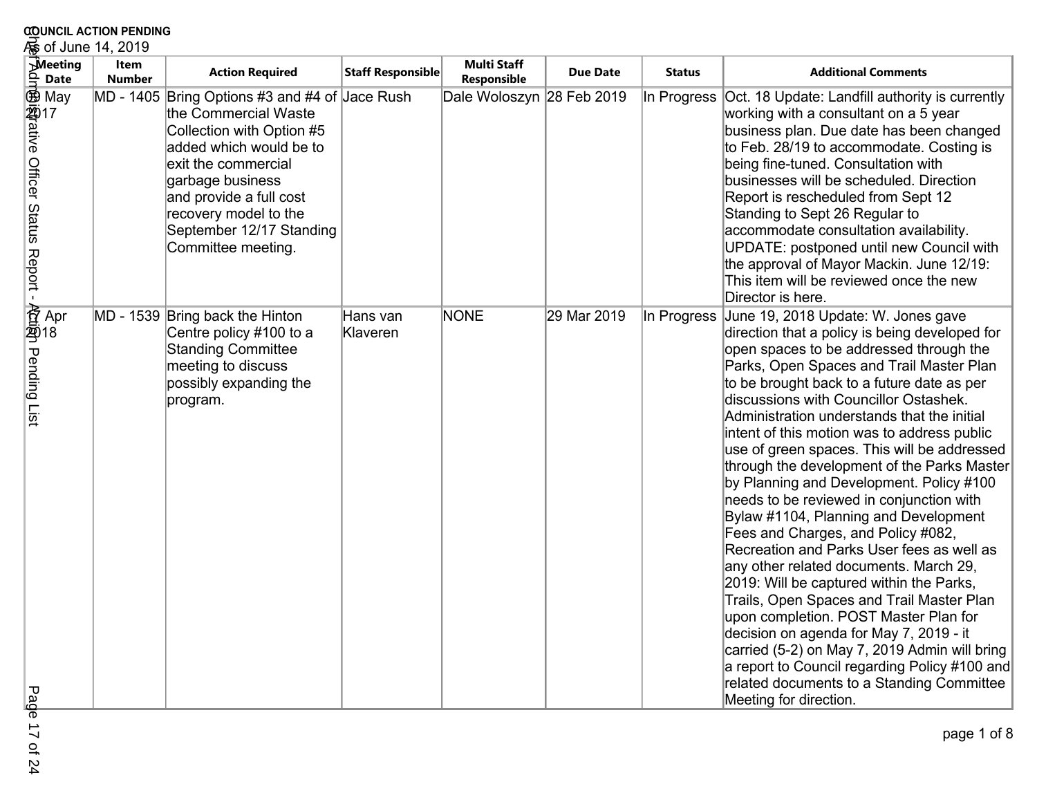**COUNCIL ACTION PENDING**

As of June 14, 2019

| Meeting Date | Item Number | Action Required | Staff Responsible | Multi Staff Responsible | Due Date | Status | Additional Comments |
|---|---|---|---|---|---|---|---|
| 09 May 2017 | MD - 1405 | Bring Options #3 and #4 of the Commercial Waste Collection with Option #5 added which would be to exit the commercial garbage business and provide a full cost recovery model to the September 12/17 Standing Committee meeting. | Jace Rush | Dale Woloszyn | 28 Feb 2019 | In Progress | Oct. 18 Update: Landfill authority is currently working with a consultant on a 5 year business plan. Due date has been changed to Feb. 28/19 to accommodate. Costing is being fine-tuned. Consultation with businesses will be scheduled. Direction Report is rescheduled from Sept 12 Standing to Sept 26 Regular to accommodate consultation availability. UPDATE: postponed until new Council with the approval of Mayor Mackin. June 12/19: This item will be reviewed once the new Director is here. |
| 17 Apr 2018 | MD - 1539 | Bring back the Hinton Centre policy #100 to a Standing Committee meeting to discuss possibly expanding the program. | Hans van Klaveren | NONE | 29 Mar 2019 | In Progress | June 19, 2018 Update: W. Jones gave direction that a policy is being developed for open spaces to be addressed through the Parks, Open Spaces and Trail Master Plan to be brought back to a future date as per discussions with Councillor Ostashek. Administration understands that the initial intent of this motion was to address public use of green spaces. This will be addressed through the development of the Parks Master by Planning and Development. Policy #100 needs to be reviewed in conjunction with Bylaw #1104, Planning and Development Fees and Charges, and Policy #082, Recreation and Parks User fees as well as any other related documents. March 29, 2019: Will be captured within the Parks, Trails, Open Spaces and Trail Master Plan upon completion. POST Master Plan for decision on agenda for May 7, 2019 - it carried (5-2) on May 7, 2019 Admin will bring a report to Council regarding Policy #100 and related documents to a Standing Committee Meeting for direction. |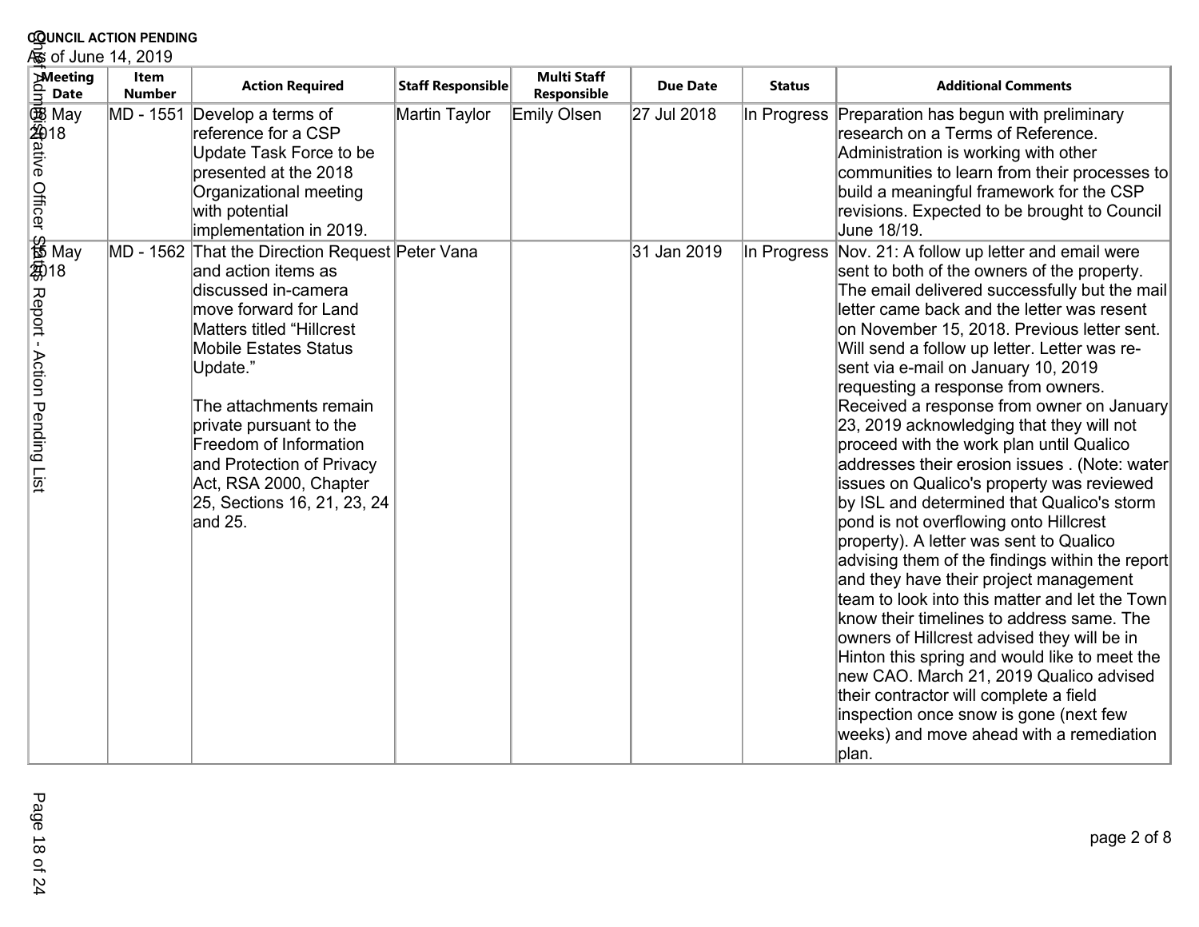**COUNCIL ACTION PENDING**
As of June 14, 2019

| Meeting Date | Item Number | Action Required | Staff Responsible | Multi Staff Responsible | Due Date | Status | Additional Comments |
|---|---|---|---|---|---|---|---|
| 08 May 2018 | MD - 1551 | Develop a terms of reference for a CSP Update Task Force to be presented at the 2018 Organizational meeting with potential implementation in 2019. | Martin Taylor | Emily Olsen | 27 Jul 2018 | In Progress | Preparation has begun with preliminary research on a Terms of Reference. Administration is working with other communities to learn from their processes to build a meaningful framework for the CSP revisions. Expected to be brought to Council June 18/19. |
| 15 May 2018 | MD - 1562 | That the Direction Request and action items as discussed in-camera move forward for Land Matters titled "Hillcrest Mobile Estates Status Update." <br><br> The attachments remain private pursuant to the Freedom of Information and Protection of Privacy Act, RSA 2000, Chapter 25, Sections 16, 21, 23, 24 and 25. | Peter Vana | | 31 Jan 2019 | In Progress | Nov. 21: A follow up letter and email were sent to both of the owners of the property. The email delivered successfully but the mail letter came back and the letter was resent on November 15, 2018. Previous letter sent. Will send a follow up letter. Letter was re-sent via e-mail on January 10, 2019 requesting a response from owners. Received a response from owner on January 23, 2019 acknowledging that they will not proceed with the work plan until Qualico addresses their erosion issues . (Note: water issues on Qualico's property was reviewed by ISL and determined that Qualico's storm pond is not overflowing onto Hillcrest property). A letter was sent to Qualico advising them of the findings within the report and they have their project management team to look into this matter and let the Town know their timelines to address same. The owners of Hillcrest advised they will be in Hinton this spring and would like to meet the new CAO. March 21, 2019 Qualico advised their contractor will complete a field inspection once snow is gone (next few weeks) and move ahead with a remediation plan. |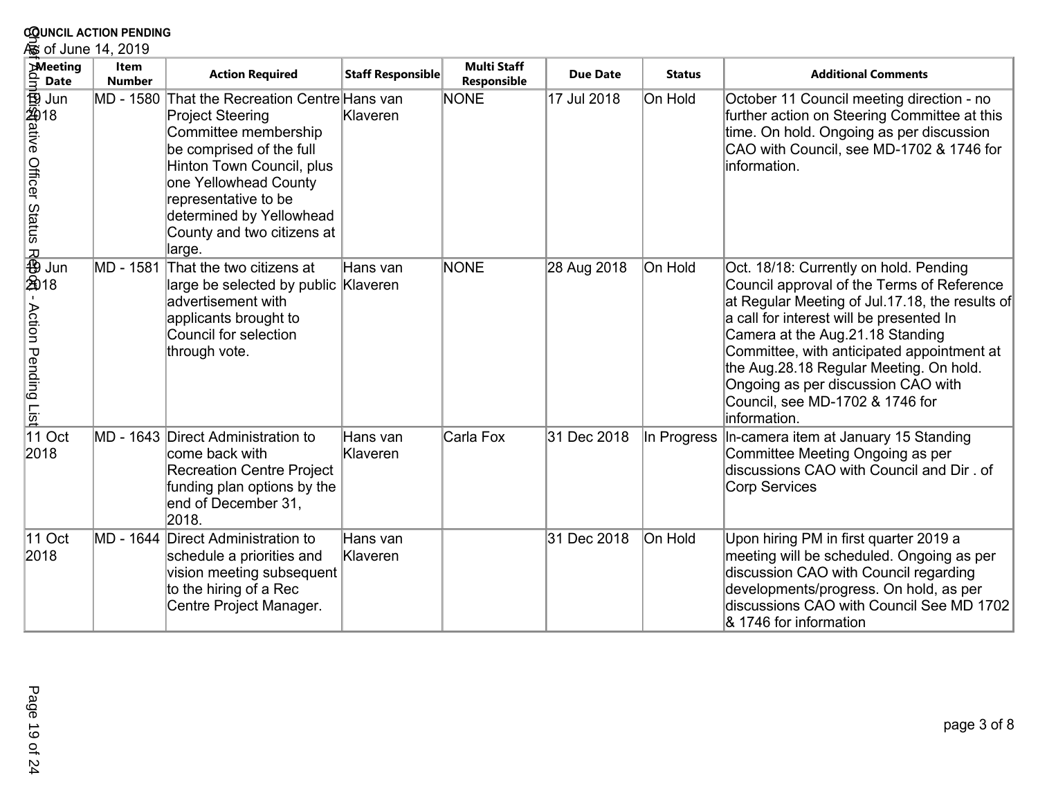**COUNCIL ACTION PENDING**

As of June 14, 2019

| Meeting Date | Item Number | Action Required | Staff Responsible | Multi Staff Responsible | Due Date | Status | Additional Comments |
|---|---|---|---|---|---|---|---|
| 19 Jun 2018 | MD - 1580 | That the Recreation Centre Project Steering Committee membership be comprised of the full Hinton Town Council, plus one Yellowhead County representative to be determined by Yellowhead County and two citizens at large. | Hans van Klaveren | NONE | 17 Jul 2018 | On Hold | October 11 Council meeting direction - no further action on Steering Committee at this time. On hold. Ongoing as per discussion CAO with Council, see MD-1702 & 1746 for information. |
| 19 Jun 2018 | MD - 1581 | That the two citizens at large be selected by public advertisement with applicants brought to Council for selection through vote. | Hans van Klaveren | NONE | 28 Aug 2018 | On Hold | Oct. 18/18: Currently on hold. Pending Council approval of the Terms of Reference at Regular Meeting of Jul.17.18, the results of a call for interest will be presented In Camera at the Aug.21.18 Standing Committee, with anticipated appointment at the Aug.28.18 Regular Meeting. On hold. Ongoing as per discussion CAO with Council, see MD-1702 & 1746 for information. |
| 11 Oct 2018 | MD - 1643 | Direct Administration to come back with Recreation Centre Project funding plan options by the end of December 31, 2018. | Hans van Klaveren | Carla Fox | 31 Dec 2018 | In Progress | In-camera item at January 15 Standing Committee Meeting Ongoing as per discussions CAO with Council and Dir . of Corp Services |
| 11 Oct 2018 | MD - 1644 | Direct Administration to schedule a priorities and vision meeting subsequent to the hiring of a Rec Centre Project Manager. | Hans van Klaveren | | 31 Dec 2018 | On Hold | Upon hiring PM in first quarter 2019 a meeting will be scheduled. Ongoing as per discussion CAO with Council regarding developments/progress. On hold, as per discussions CAO with Council See MD 1702 & 1746 for information |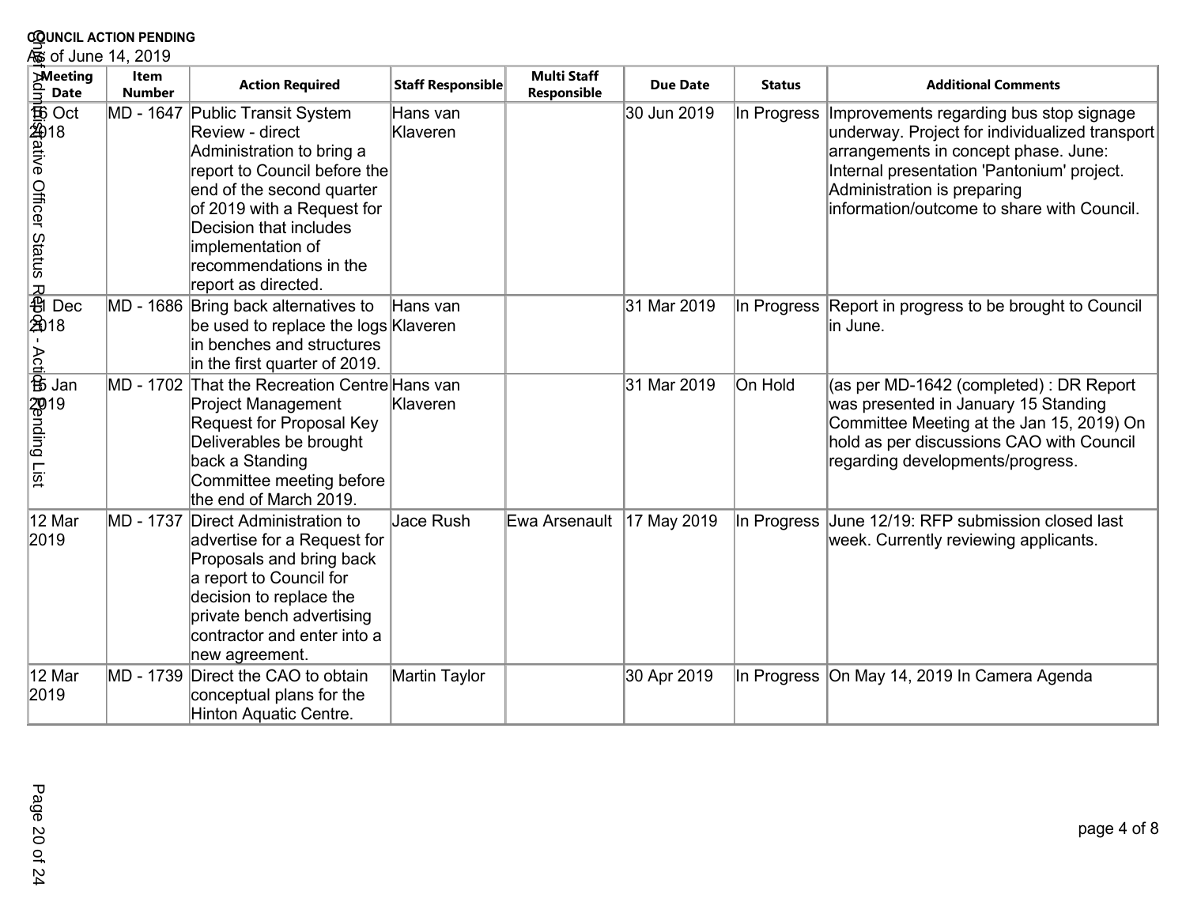**COUNCIL ACTION PENDING**

As of June 14, 2019

| Meeting Date | Item Number | Action Required | Staff Responsible | Multi Staff Responsible | Due Date | Status | Additional Comments |
|---|---|---|---|---|---|---|---|
| 16 Oct 2018 | MD - 1647 | Public Transit System Review - direct Administration to bring a report to Council before the end of the second quarter of 2019 with a Request for Decision that includes implementation of recommendations in the report as directed. | Hans van Klaveren | | 30 Jun 2019 | In Progress | Improvements regarding bus stop signage underway. Project for individualized transport arrangements in concept phase. June: Internal presentation 'Pantonium' project. Administration is preparing information/outcome to share with Council. |
| 11 Dec 2018 | MD - 1686 | Bring back alternatives to be used to replace the logs in benches and structures in the first quarter of 2019. | Hans van Klaveren | | 31 Mar 2019 | In Progress | Report in progress to be brought to Council in June. |
| 15 Jan 2019 | MD - 1702 | That the Recreation Centre Project Management Request for Proposal Key Deliverables be brought back a Standing Committee meeting before the end of March 2019. | Hans van Klaveren | | 31 Mar 2019 | On Hold | (as per MD-1642 (completed) : DR Report was presented in January 15 Standing Committee Meeting at the Jan 15, 2019) On hold as per discussions CAO with Council regarding developments/progress. |
| 12 Mar 2019 | MD - 1737 | Direct Administration to advertise for a Request for Proposals and bring back a report to Council for decision to replace the private bench advertising contractor and enter into a new agreement. | Jace Rush | Ewa Arsenault | 17 May 2019 | In Progress | June 12/19: RFP submission closed last week. Currently reviewing applicants. |
| 12 Mar 2019 | MD - 1739 | Direct the CAO to obtain conceptual plans for the Hinton Aquatic Centre. | Martin Taylor | | 30 Apr 2019 | In Progress | On May 14, 2019 In Camera Agenda |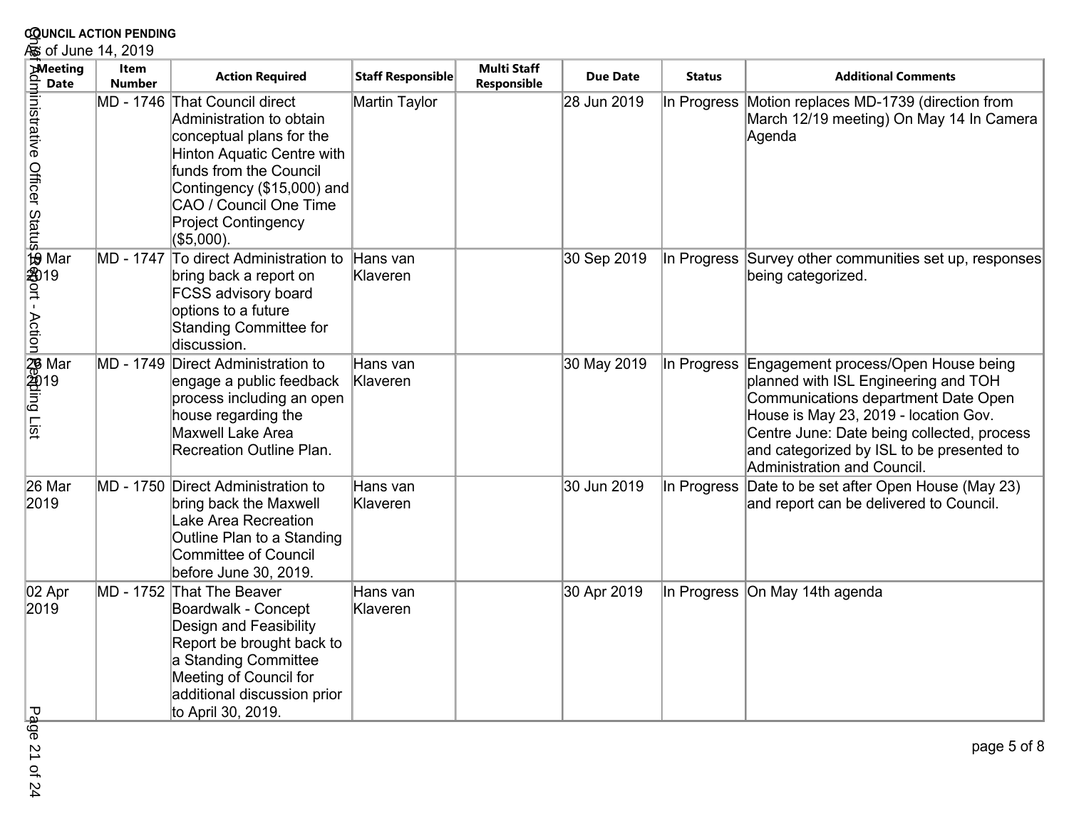**COUNCIL ACTION PENDING**

As of June 14, 2019

| Meeting Date | Item Number | Action Required | Staff Responsible | Multi Staff Responsible | Due Date | Status | Additional Comments |
|---|---|---|---|---|---|---|---|
| | MD - 1746 | That Council direct Administration to obtain conceptual plans for the Hinton Aquatic Centre with funds from the Council Contingency ($15,000) and CAO / Council One Time Project Contingency ($5,000). | Martin Taylor | | 28 Jun 2019 | In Progress | Motion replaces MD-1739 (direction from March 12/19 meeting) On May 14 In Camera Agenda |
| 19 Mar 2019 | MD - 1747 | To direct Administration to bring back a report on FCSS advisory board options to a future Standing Committee for discussion. | Hans van Klaveren | | 30 Sep 2019 | In Progress | Survey other communities set up, responses being categorized. |
| 26 Mar 2019 | MD - 1749 | Direct Administration to engage a public feedback process including an open house regarding the Maxwell Lake Area Recreation Outline Plan. | Hans van Klaveren | | 30 May 2019 | In Progress | Engagement process/Open House being planned with ISL Engineering and TOH Communications department Date Open House is May 23, 2019 - location Gov. Centre June: Date being collected, process and categorized by ISL to be presented to Administration and Council. |
| 26 Mar 2019 | MD - 1750 | Direct Administration to bring back the Maxwell Lake Area Recreation Outline Plan to a Standing Committee of Council before June 30, 2019. | Hans van Klaveren | | 30 Jun 2019 | In Progress | Date to be set after Open House (May 23) and report can be delivered to Council. |
| 02 Apr 2019 | MD - 1752 | That The Beaver Boardwalk - Concept Design and Feasibility Report be brought back to a Standing Committee Meeting of Council for additional discussion prior to April 30, 2019. | Hans van Klaveren | | 30 Apr 2019 | In Progress | On May 14th agenda |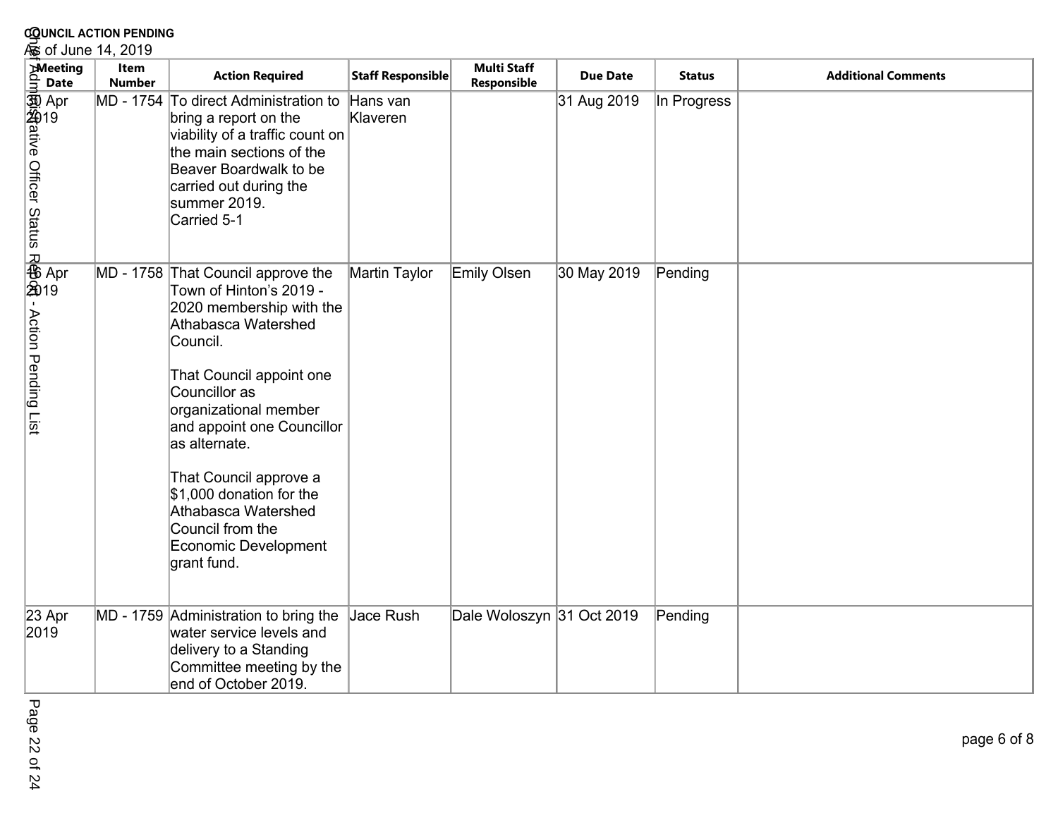**COUNCIL ACTION PENDING**

As of June 14, 2019

| Meeting Date | Item Number | Action Required | Staff Responsible | Multi Staff Responsible | Due Date | Status | Additional Comments |
|---|---|---|---|---|---|---|---|
| 30 Apr 2019 | MD - 1754 | To direct Administration to bring a report on the viability of a traffic count on the main sections of the Beaver Boardwalk to be carried out during the summer 2019. Carried 5-1 | Hans van Klaveren | | 31 Aug 2019 | In Progress | |
| 16 Apr 2019 | MD - 1758 | That Council approve the Town of Hinton's 2019 - 2020 membership with the Athabasca Watershed Council. That Council appoint one Councillor as organizational member and appoint one Councillor as alternate. That Council approve a $1,000 donation for the Athabasca Watershed Council from the Economic Development grant fund. | Martin Taylor | Emily Olsen | 30 May 2019 | Pending | |
| 23 Apr 2019 | MD - 1759 | Administration to bring the water service levels and delivery to a Standing Committee meeting by the end of October 2019. | Jace Rush | Dale Woloszyn | 31 Oct 2019 | Pending | |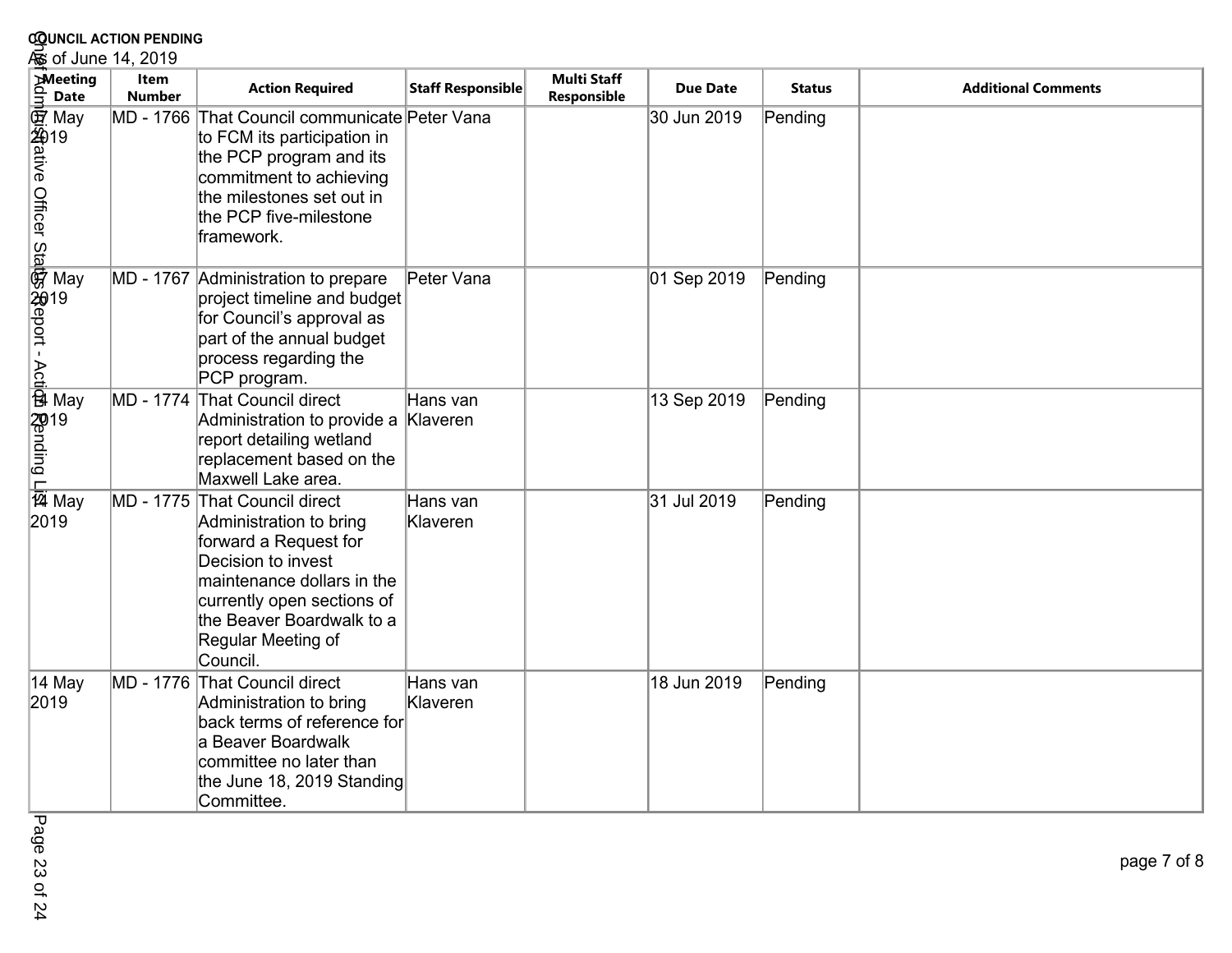**COUNCIL ACTION PENDING**

As of June 14, 2019

| Meeting Date | Item Number | Action Required | Staff Responsible | Multi Staff Responsible | Due Date | Status | Additional Comments |
|---|---|---|---|---|---|---|---|
| 07 May 2019 | MD - 1766 | That Council communicate to FCM its participation in the PCP program and its commitment to achieving the milestones set out in the PCP five-milestone framework. | Peter Vana | | 30 Jun 2019 | Pending | |
| 07 May 2019 | MD - 1767 | Administration to prepare project timeline and budget for Council's approval as part of the annual budget process regarding the PCP program. | Peter Vana | | 01 Sep 2019 | Pending | |
| 14 May 2019 | MD - 1774 | That Council direct Administration to provide a report detailing wetland replacement based on the Maxwell Lake area. | Hans van Klaveren | | 13 Sep 2019 | Pending | |
| 14 May 2019 | MD - 1775 | That Council direct Administration to bring forward a Request for Decision to invest maintenance dollars in the currently open sections of the Beaver Boardwalk to a Regular Meeting of Council. | Hans van Klaveren | | 31 Jul 2019 | Pending | |
| 14 May 2019 | MD - 1776 | That Council direct Administration to bring back terms of reference for a Beaver Boardwalk committee no later than the June 18, 2019 Standing Committee. | Hans van Klaveren | | 18 Jun 2019 | Pending | |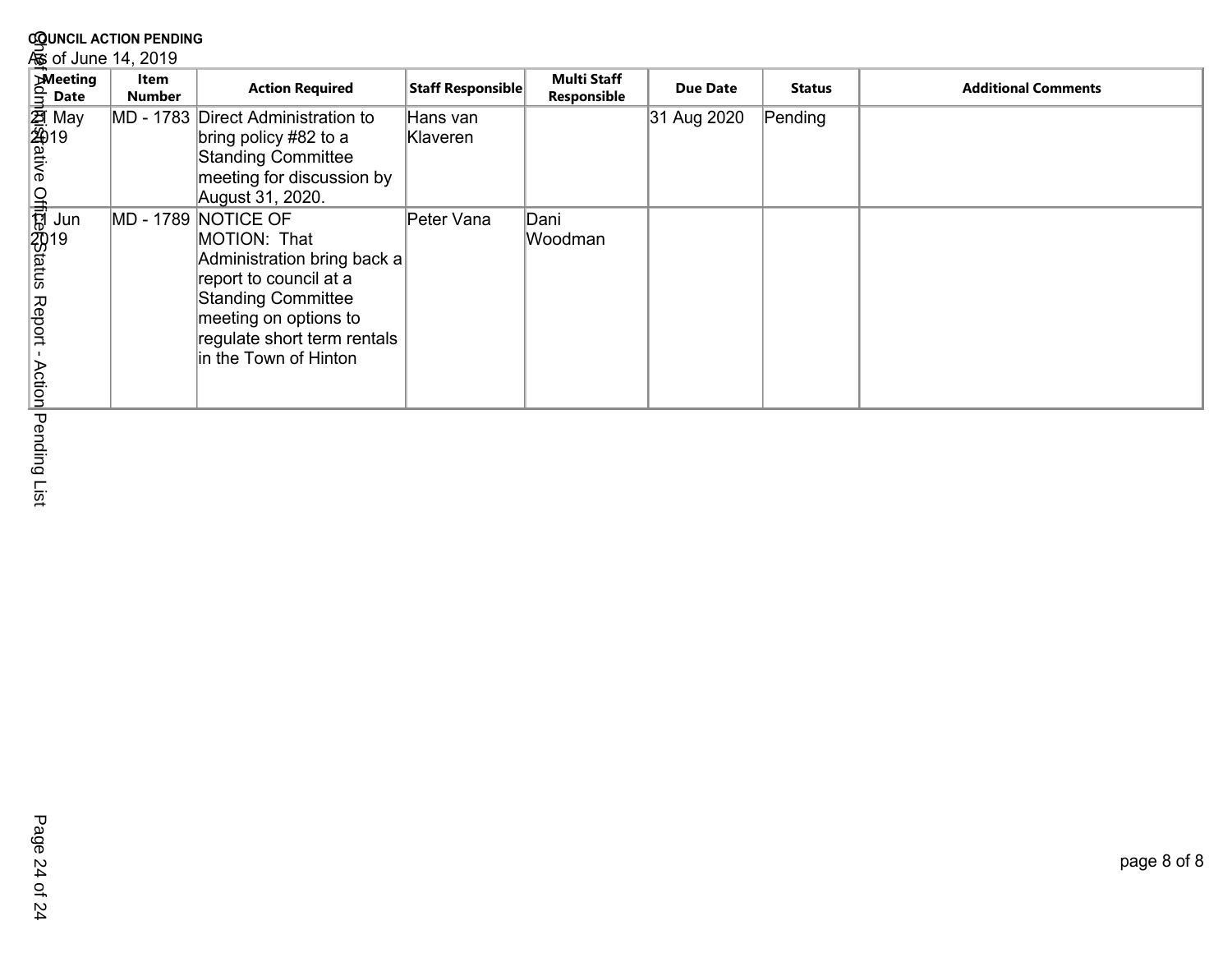**COUNCIL ACTION PENDING**

As of June 14, 2019

| Meeting Date | Item Number | Action Required | Staff Responsible | Multi Staff Responsible | Due Date | Status | Additional Comments |
|---|---|---|---|---|---|---|---|
| 21 May 2019 | MD - 1783 | Direct Administration to bring policy #82 to a Standing Committee meeting for discussion by August 31, 2020. | Hans van Klaveren | | 31 Aug 2020 | Pending | |
| 11 Jun 2019 | MD - 1789 | NOTICE OF MOTION: That Administration bring back a report to council at a Standing Committee meeting on options to regulate short term rentals in the Town of Hinton | Peter Vana | Dani Woodman | | | |